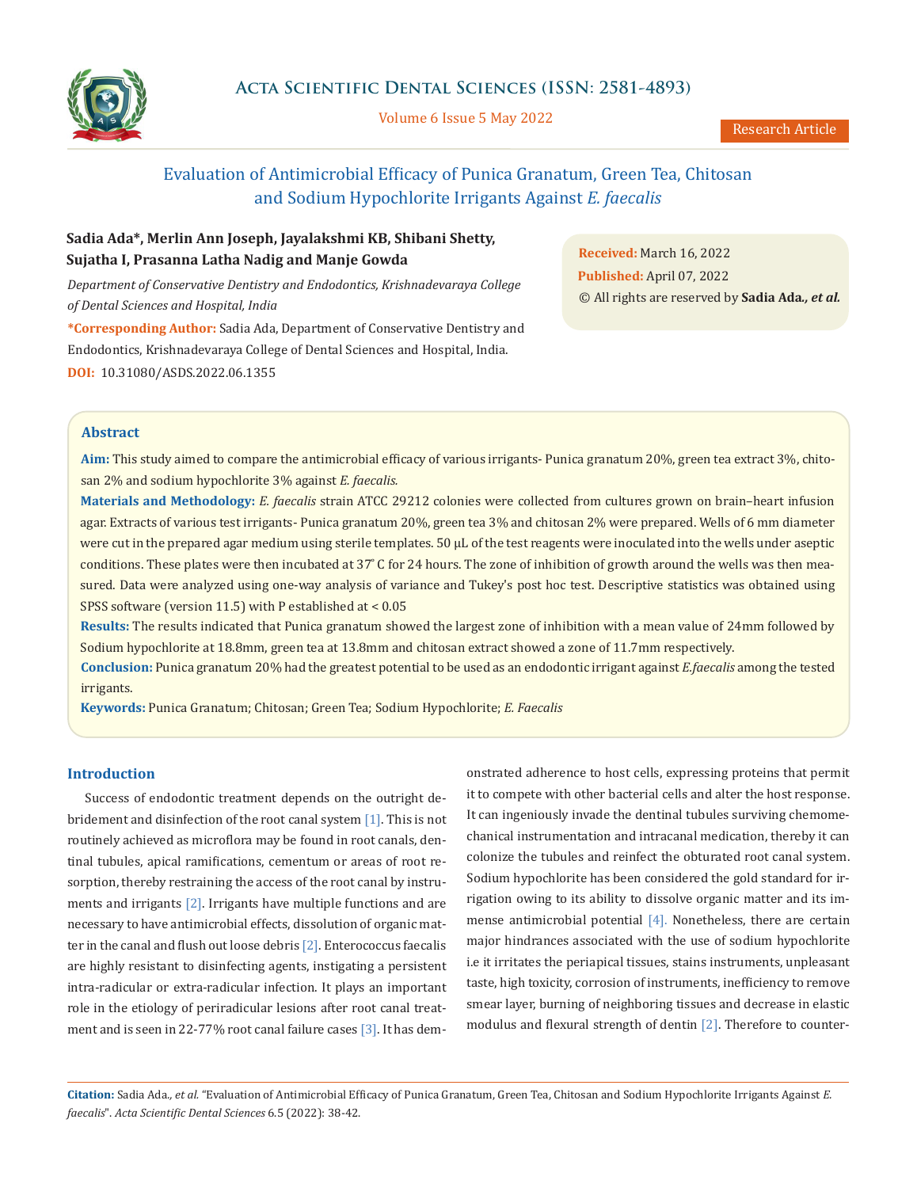# Evaluation of Antimicrobial Efficacy of Punica Granatum, Green Tea, Chitosan and Sodium Hypochlorite Irrigants Against *E. faecalis*

**Sadia Ada\*, Merlin Ann Joseph, Jayalakshmi KB, Shibani Shetty, Sujatha I, Prasanna Latha Nadig and Manje Gowda**

*Department of Conservative Dentistry and Endodontics, Krishnadevaraya College of Dental Sciences and Hospital, India*

**\*Corresponding Author:** Sadia Ada, Department of Conservative Dentistry and Endodontics, Krishnadevaraya College of Dental Sciences and Hospital, India.

**DOI:** 10.31080/ASDS.2022.06.1355

**Received:** March 16, 2022
**Published:** April 07, 2022
© All rights are reserved by **Sadia Ada., *et al.***

## Abstract

**Aim:** This study aimed to compare the antimicrobial efficacy of various irrigants- Punica granatum 20%, green tea extract 3%, chitosan 2% and sodium hypochlorite 3% against *E. faecalis.*

**Materials and Methodology:** *E. faecalis* strain ATCC 29212 colonies were collected from cultures grown on brain–heart infusion agar. Extracts of various test irrigants- Punica granatum 20%, green tea 3% and chitosan 2% were prepared. Wells of 6 mm diameter were cut in the prepared agar medium using sterile templates. 50 µL of the test reagents were inoculated into the wells under aseptic conditions. These plates were then incubated at 37° C for 24 hours. The zone of inhibition of growth around the wells was then measured. Data were analyzed using one-way analysis of variance and Tukey's post hoc test. Descriptive statistics was obtained using SPSS software (version 11.5) with P established at < 0.05

**Results:** The results indicated that Punica granatum showed the largest zone of inhibition with a mean value of 24mm followed by Sodium hypochlorite at 18.8mm, green tea at 13.8mm and chitosan extract showed a zone of 11.7mm respectively.

**Conclusion:** Punica granatum 20% had the greatest potential to be used as an endodontic irrigant against *E.faecalis* among the tested irrigants.

**Keywords:** Punica Granatum; Chitosan; Green Tea; Sodium Hypochlorite; *E. Faecalis*

## Introduction

Success of endodontic treatment depends on the outright debridement and disinfection of the root canal system [1]. This is not routinely achieved as microflora may be found in root canals, dentinal tubules, apical ramifications, cementum or areas of root resorption, thereby restraining the access of the root canal by instruments and irrigants [2]. Irrigants have multiple functions and are necessary to have antimicrobial effects, dissolution of organic matter in the canal and flush out loose debris [2]. Enterococcus faecalis are highly resistant to disinfecting agents, instigating a persistent intra-radicular or extra-radicular infection. It plays an important role in the etiology of periradicular lesions after root canal treatment and is seen in 22-77% root canal failure cases [3]. It has demonstrated adherence to host cells, expressing proteins that permit it to compete with other bacterial cells and alter the host response. It can ingeniously invade the dentinal tubules surviving chemomechanical instrumentation and intracanal medication, thereby it can colonize the tubules and reinfect the obturated root canal system. Sodium hypochlorite has been considered the gold standard for irrigation owing to its ability to dissolve organic matter and its immense antimicrobial potential [4]. Nonetheless, there are certain major hindrances associated with the use of sodium hypochlorite i.e it irritates the periapical tissues, stains instruments, unpleasant taste, high toxicity, corrosion of instruments, inefficiency to remove smear layer, burning of neighboring tissues and decrease in elastic modulus and flexural strength of dentin [2]. Therefore to counter-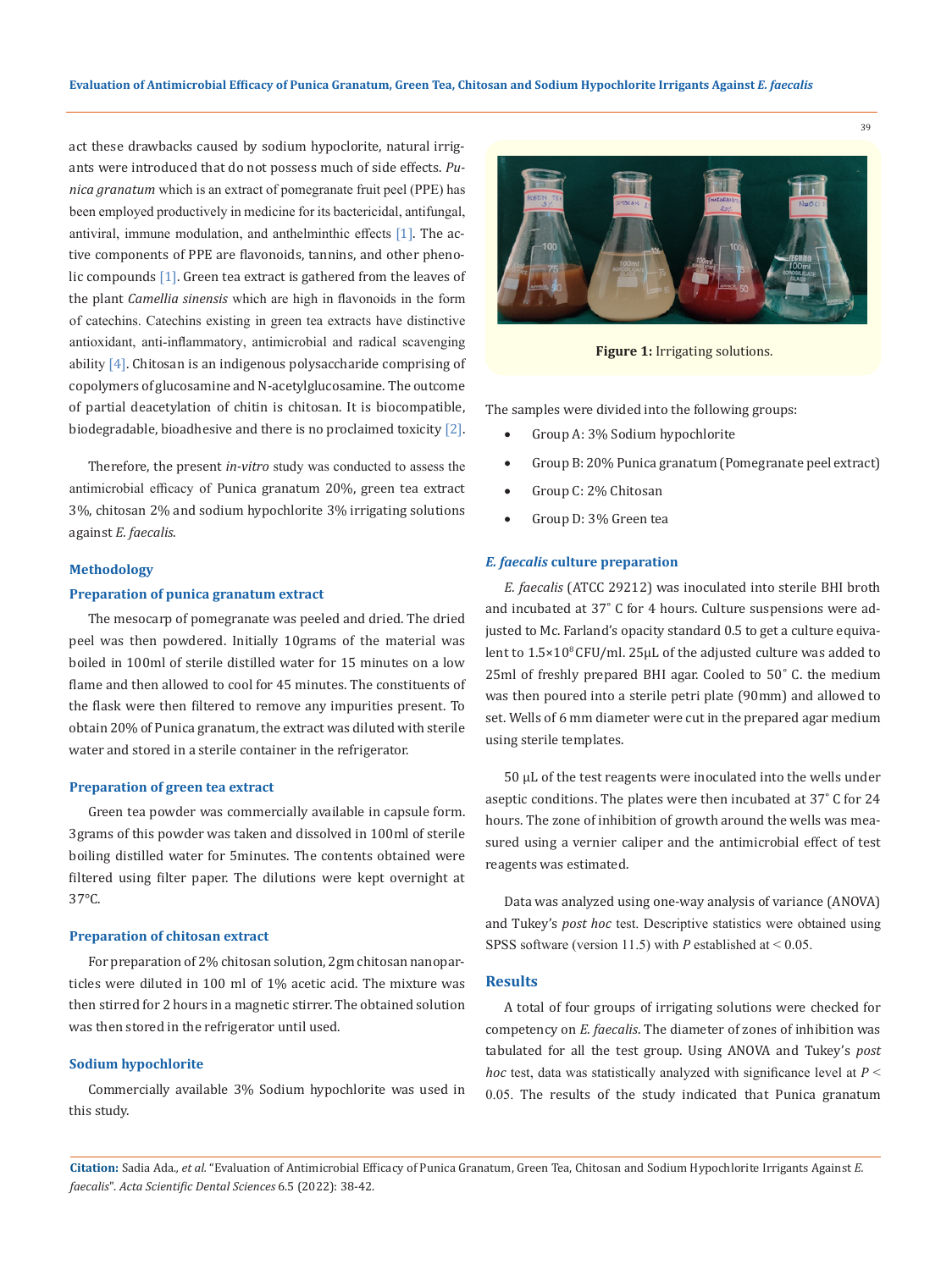act these drawbacks caused by sodium hypochlorite, natural irrigants were introduced that do not possess much of side effects. *Punica granatum* which is an extract of pomegranate fruit peel (PPE) has been employed productively in medicine for its bactericidal, antifungal, antiviral, immune modulation, and anthelminthic effects [1]. The active components of PPE are flavonoids, tannins, and other phenolic compounds [1]. Green tea extract is gathered from the leaves of the plant *Camellia sinensis* which are high in flavonoids in the form of catechins. Catechins existing in green tea extracts have distinctive antioxidant, anti-inflammatory, antimicrobial and radical scavenging ability [4]. Chitosan is an indigenous polysaccharide comprising of copolymers of glucosamine and N-acetylglucosamine. The outcome of partial deacetylation of chitin is chitosan. It is biocompatible, biodegradable, bioadhesive and there is no proclaimed toxicity [2].

Therefore, the present *in-vitro* study was conducted to assess the antimicrobial efficacy of Punica granatum 20%, green tea extract 3%, chitosan 2% and sodium hypochlorite 3% irrigating solutions against *E. faecalis*.

## Methodology

### Preparation of punica granatum extract

The mesocarp of pomegranate was peeled and dried. The dried peel was then powdered. Initially 10grams of the material was boiled in 100ml of sterile distilled water for 15 minutes on a low flame and then allowed to cool for 45 minutes. The constituents of the flask were then filtered to remove any impurities present. To obtain 20% of Punica granatum, the extract was diluted with sterile water and stored in a sterile container in the refrigerator.

### Preparation of green tea extract

Green tea powder was commercially available in capsule form. 3grams of this powder was taken and dissolved in 100ml of sterile boiling distilled water for 5minutes. The contents obtained were filtered using filter paper. The dilutions were kept overnight at 37°C.

### Preparation of chitosan extract

For preparation of 2% chitosan solution, 2gm chitosan nanoparticles were diluted in 100 ml of 1% acetic acid. The mixture was then stirred for 2 hours in a magnetic stirrer. The obtained solution was then stored in the refrigerator until used.

### Sodium hypochlorite

Commercially available 3% Sodium hypochlorite was used in this study.

**Figure 1:** Irrigating solutions.

The samples were divided into the following groups:

- Group A: 3% Sodium hypochlorite
- Group B: 20% Punica granatum (Pomegranate peel extract)
- Group C: 2% Chitosan
- Group D: 3% Green tea

### *E. faecalis* culture preparation

*E. faecalis* (ATCC 29212) was inoculated into sterile BHI broth and incubated at 37° C for 4 hours. Culture suspensions were adjusted to Mc. Farland's opacity standard 0.5 to get a culture equivalent to $1.5\times10^{8}$ CFU/ml. 25μL of the adjusted culture was added to 25ml of freshly prepared BHI agar. Cooled to 50° C. the medium was then poured into a sterile petri plate (90mm) and allowed to set. Wells of 6 mm diameter were cut in the prepared agar medium using sterile templates.

50 μL of the test reagents were inoculated into the wells under aseptic conditions. The plates were then incubated at 37° C for 24 hours. The zone of inhibition of growth around the wells was measured using a vernier caliper and the antimicrobial effect of test reagents was estimated.

Data was analyzed using one-way analysis of variance (ANOVA) and Tukey's *post hoc* test. Descriptive statistics were obtained using SPSS software (version 11.5) with $P$ established at $< 0.05$.

## Results

A total of four groups of irrigating solutions were checked for competency on *E. faecalis*. The diameter of zones of inhibition was tabulated for all the test group. Using ANOVA and Tukey's *post hoc* test, data was statistically analyzed with significance level at $P < 0.05$. The results of the study indicated that Punica granatum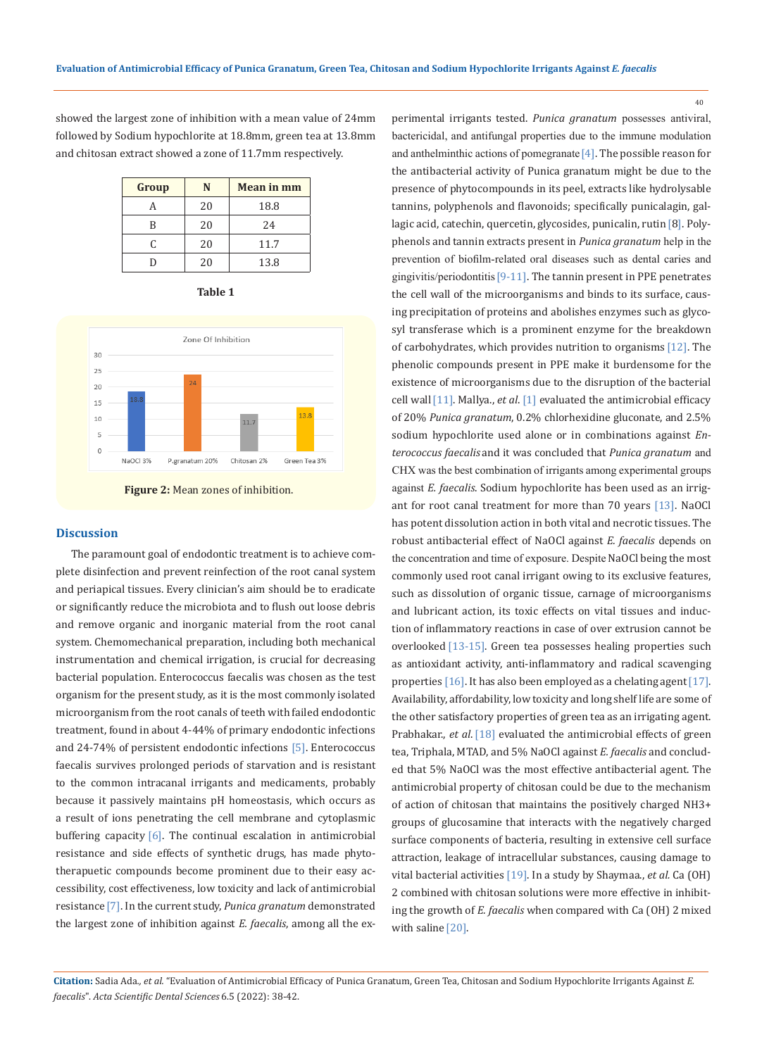showed the largest zone of inhibition with a mean value of 24mm followed by Sodium hypochlorite at 18.8mm, green tea at 13.8mm and chitosan extract showed a zone of 11.7mm respectively.

| Group | N | Mean in mm |
|---|---|---|
| A | 20 | 18.8 |
| B | 20 | 24 |
| C | 20 | 11.7 |
| D | 20 | 13.8 |

**Table 1**

**Figure 2:** Mean zones of inhibition.

## Discussion

The paramount goal of endodontic treatment is to achieve complete disinfection and prevent reinfection of the root canal system and periapical tissues. Every clinician's aim should be to eradicate or significantly reduce the microbiota and to flush out loose debris and remove organic and inorganic material from the root canal system. Chemomechanical preparation, including both mechanical instrumentation and chemical irrigation, is crucial for decreasing bacterial population. Enterococcus faecalis was chosen as the test organism for the present study, as it is the most commonly isolated microorganism from the root canals of teeth with failed endodontic treatment, found in about 4-44% of primary endodontic infections and 24-74% of persistent endodontic infections [5]. Enterococcus faecalis survives prolonged periods of starvation and is resistant to the common intracanal irrigants and medicaments, probably because it passively maintains pH homeostasis, which occurs as a result of ions penetrating the cell membrane and cytoplasmic buffering capacity [6]. The continual escalation in antimicrobial resistance and side effects of synthetic drugs, has made phytotherapuetic compounds become prominent due to their easy accessibility, cost effectiveness, low toxicity and lack of antimicrobial resistance [7]. In the current study, *Punica granatum* demonstrated the largest zone of inhibition against *E. faecalis*, among all the experimental irrigants tested. *Punica granatum* possesses antiviral, bactericidal, and antifungal properties due to the immune modulation and anthelminthic actions of pomegranate [4]. The possible reason for the antibacterial activity of Punica granatum might be due to the presence of phytocompounds in its peel, extracts like hydrolysable tannins, polyphenols and flavonoids; specifically punicalagin, gallagic acid, catechin, quercetin, glycosides, punicalin, rutin [8]. Polyphenols and tannin extracts present in *Punica granatum* help in the prevention of biofilm-related oral diseases such as dental caries and gingivitis/periodontitis [9-11]. The tannin present in PPE penetrates the cell wall of the microorganisms and binds to its surface, causing precipitation of proteins and abolishes enzymes such as glycosyl transferase which is a prominent enzyme for the breakdown of carbohydrates, which provides nutrition to organisms [12]. The phenolic compounds present in PPE make it burdensome for the existence of microorganisms due to the disruption of the bacterial cell wall [11]. Mallya., *et al.* [1] evaluated the antimicrobial efficacy of 20% *Punica granatum*, 0.2% chlorhexidine gluconate, and 2.5% sodium hypochlorite used alone or in combinations against *Enterococcus faecalis* and it was concluded that *Punica granatum* and CHX was the best combination of irrigants among experimental groups against *E. faecalis*. Sodium hypochlorite has been used as an irrigant for root canal treatment for more than 70 years [13]. NaOCl has potent dissolution action in both vital and necrotic tissues. The robust antibacterial effect of NaOCl against *E. faecalis* depends on the concentration and time of exposure. Despite NaOCl being the most commonly used root canal irrigant owing to its exclusive features, such as dissolution of organic tissue, carnage of microorganisms and lubricant action, its toxic effects on vital tissues and induction of inflammatory reactions in case of over extrusion cannot be overlooked [13-15]. Green tea possesses healing properties such as antioxidant activity, anti-inflammatory and radical scavenging properties [16]. It has also been employed as a chelating agent [17]. Availability, affordability, low toxicity and long shelf life are some of the other satisfactory properties of green tea as an irrigating agent. Prabhakar., *et al.* [18] evaluated the antimicrobial effects of green tea, Triphala, MTAD, and 5% NaOCl against *E. faecalis* and concluded that 5% NaOCl was the most effective antibacterial agent. The antimicrobial property of chitosan could be due to the mechanism of action of chitosan that maintains the positively charged $NH_3^+$ groups of glucosamine that interacts with the negatively charged surface components of bacteria, resulting in extensive cell surface attraction, leakage of intracellular substances, causing damage to vital bacterial activities [19]. In a study by Shaymaa., *et al.* $Ca(OH)_2$ combined with chitosan solutions were more effective in inhibiting the growth of *E. faecalis* when compared with $Ca(OH)_2$ mixed with saline [20].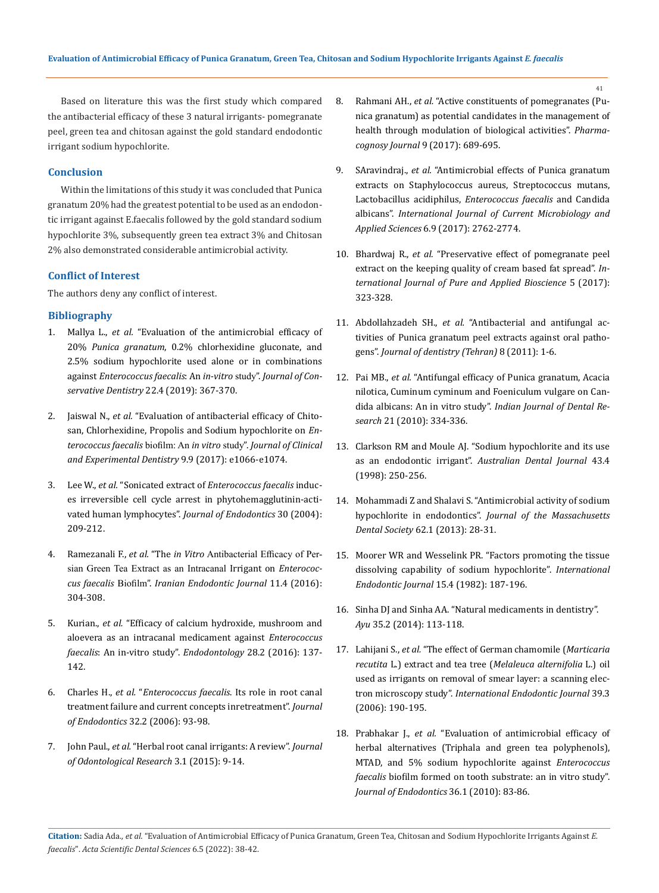Based on literature this was the first study which compared the antibacterial efficacy of these 3 natural irrigants- pomegranate peel, green tea and chitosan against the gold standard endodontic irrigant sodium hypochlorite.

## Conclusion

Within the limitations of this study it was concluded that Punica granatum 20% had the greatest potential to be used as an endodontic irrigant against E.faecalis followed by the gold standard sodium hypochlorite 3%, subsequently green tea extract 3% and Chitosan 2% also demonstrated considerable antimicrobial activity.

## Conflict of Interest

The authors deny any conflict of interest.

## Bibliography

1. Mallya L., *et al.* "Evaluation of the antimicrobial efficacy of 20% *Punica granatum*, 0.2% chlorhexidine gluconate, and 2.5% sodium hypochlorite used alone or in combinations against *Enterococcus faecalis*: An *in-vitro* study". *Journal of Conservative Dentistry* 22.4 (2019): 367-370.
2. Jaiswal N., *et al.* "Evaluation of antibacterial efficacy of Chitosan, Chlorhexidine, Propolis and Sodium hypochlorite on *Enterococcus faecalis* biofilm: An *in vitro* study". *Journal of Clinical and Experimental Dentistry* 9.9 (2017): e1066-e1074.
3. Lee W., *et al.* "Sonicated extract of *Enterococcus faecalis* induces irreversible cell cycle arrest in phytohemagglutinin-activated human lymphocytes". *Journal of Endodontics* 30 (2004): 209-212.
4. Ramezanali F., *et al.* "The *in Vitro* Antibacterial Efficacy of Persian Green Tea Extract as an Intracanal Irrigant on *Enterococcus faecalis* Biofilm". *Iranian Endodontic Journal* 11.4 (2016): 304-308.
5. Kurian., *et al.* "Efficacy of calcium hydroxide, mushroom and aloevera as an intracanal medicament against *Enterococcus faecalis*: An in-vitro study". *Endodontology* 28.2 (2016): 137-142.
6. Charles H., *et al.* "*Enterococcus faecalis*. Its role in root canal treatment failure and current concepts inretreatment". *Journal of Endodontics* 32.2 (2006): 93-98.
7. John Paul., *et al.* "Herbal root canal irrigants: A review". *Journal of Odontological Research* 3.1 (2015): 9-14.
8. Rahmani AH., *et al.* "Active constituents of pomegranates (Punica granatum) as potential candidates in the management of health through modulation of biological activities". *Pharmacognosy Journal* 9 (2017): 689-695.
9. SAravindraj., *et al.* "Antimicrobial effects of Punica granatum extracts on Staphylococcus aureus, Streptococcus mutans, Lactobacillus acidiphilus, *Enterococcus faecalis* and Candida albicans". *International Journal of Current Microbiology and Applied Sciences* 6.9 (2017): 2762-2774.
10. Bhardwaj R., *et al.* "Preservative effect of pomegranate peel extract on the keeping quality of cream based fat spread". *International Journal of Pure and Applied Bioscience* 5 (2017): 323-328.
11. Abdollahzadeh SH., *et al.* "Antibacterial and antifungal activities of Punica granatum peel extracts against oral pathogens". *Journal of dentistry (Tehran)* 8 (2011): 1-6.
12. Pai MB., *et al.* "Antifungal efficacy of Punica granatum, Acacia nilotica, Cuminum cyminum and Foeniculum vulgare on Candida albicans: An in vitro study". *Indian Journal of Dental Research* 21 (2010): 334-336.
13. Clarkson RM and Moule AJ. "Sodium hypochlorite and its use as an endodontic irrigant". *Australian Dental Journal* 43.4 (1998): 250-256.
14. Mohammadi Z and Shalavi S. "Antimicrobial activity of sodium hypochlorite in endodontics". *Journal of the Massachusetts Dental Society* 62.1 (2013): 28-31.
15. Moorer WR and Wesselink PR. "Factors promoting the tissue dissolving capability of sodium hypochlorite". *International Endodontic Journal* 15.4 (1982): 187-196.
16. Sinha DJ and Sinha AA. "Natural medicaments in dentistry". *Ayu* 35.2 (2014): 113-118.
17. Lahijani S., *et al.* "The effect of German chamomile (*Marticaria recutita* L.) extract and tea tree (*Melaleuca alternifolia* L.) oil used as irrigants on removal of smear layer: a scanning electron microscopy study". *International Endodontic Journal* 39.3 (2006): 190-195.
18. Prabhakar J., *et al.* "Evaluation of antimicrobial efficacy of herbal alternatives (Triphala and green tea polyphenols), MTAD, and 5% sodium hypochlorite against *Enterococcus faecalis* biofilm formed on tooth substrate: an in vitro study". *Journal of Endodontics* 36.1 (2010): 83-86.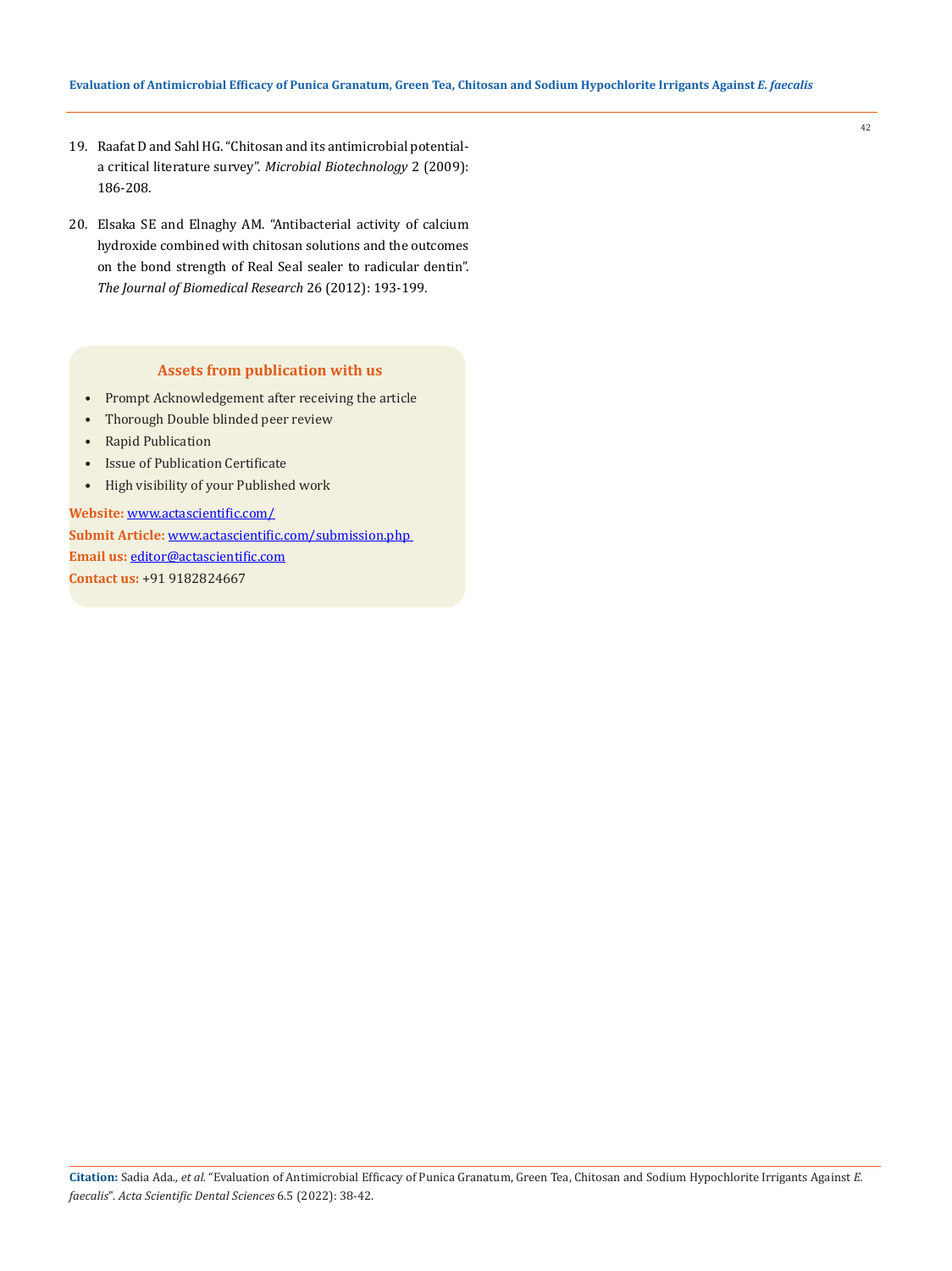19. Raafat D and Sahl HG. "Chitosan and its antimicrobial potential-a critical literature survey". *Microbial Biotechnology* 2 (2009): 186-208.

20. Elsaka SE and Elnaghy AM. "Antibacterial activity of calcium hydroxide combined with chitosan solutions and the outcomes on the bond strength of Real Seal sealer to radicular dentin". *The Journal of Biomedical Research* 26 (2012): 193-199.

**Assets from publication with us**

- Prompt Acknowledgement after receiving the article
- Thorough Double blinded peer review
- Rapid Publication
- Issue of Publication Certificate
- High visibility of your Published work

**Website:** www.actascientific.com/
**Submit Article:** www.actascientific.com/submission.php
**Email us:** editor@actascientific.com
**Contact us:** +91 9182824667